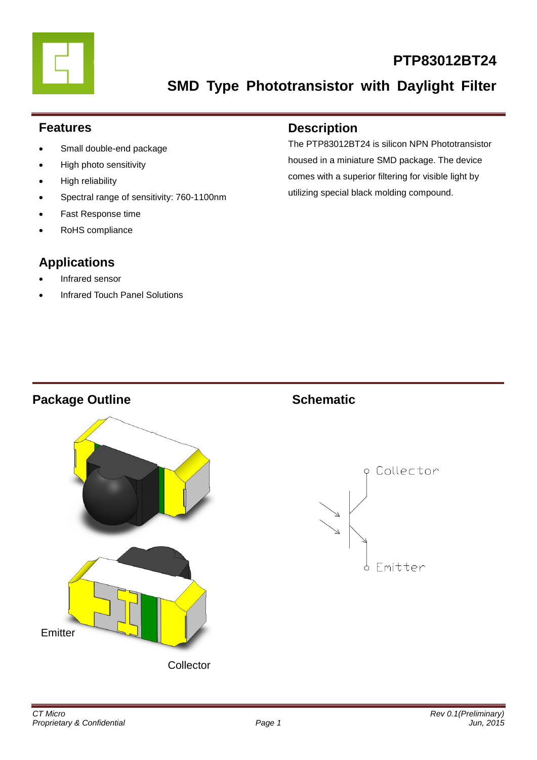# PTP83012BT24

## SMD Type Phototransistor with Daylight Filter

### Features

- Small double-end package
- High photo sensitivity
- High reliability
- Spectral range of sensitivity: 760-1100nm
- Fast Response time
- RoHS compliance

### Description

The PTP83012BT24 is silicon NPN Phototransistor housed in a miniature SMD package. The device comes with a superior filtering for visible light by utilizing special black molding compound.

### Applications

- Infrared sensor
- Infrared Touch Panel Solutions

### Package Outline

Emitter

Collector

### Schematic

Collector

Emitter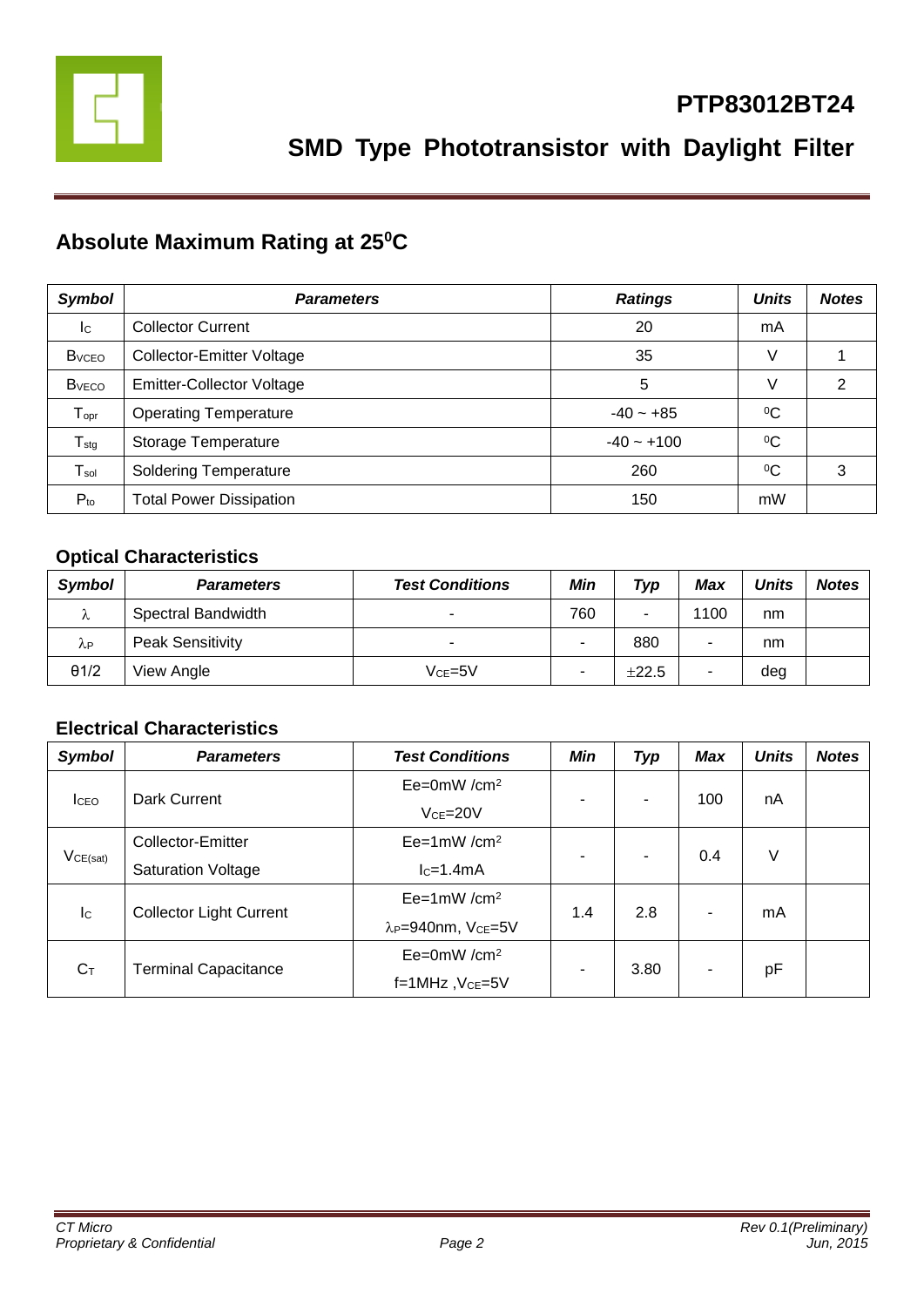# PTP83012BT24

## SMD Type Phototransistor with Daylight Filter

## Absolute Maximum Rating at 25⁰C

| *Symbol* | *Parameters* | *Ratings* | *Units* | *Notes* |
|---|---|---|---|---|
| $I_C$ | Collector Current | 20 | mA | |
| $B_{VCEO}$ | Collector-Emitter Voltage | 35 | V | 1 |
| $B_{VECO}$ | Emitter-Collector Voltage | 5 | V | 2 |
| $T_{opr}$ | Operating Temperature | -40 ~ +85 | ⁰C | |
| $T_{stg}$ | Storage Temperature | -40 ~ +100 | ⁰C | |
| $T_{sol}$ | Soldering Temperature | 260 | ⁰C | 3 |
| $P_{to}$ | Total Power Dissipation | 150 | mW | |

### Optical Characteristics

| *Symbol* | *Parameters* | *Test Conditions* | *Min* | *Typ* | *Max* | *Units* | *Notes* |
|---|---|---|---|---|---|---|---|
| $\lambda$ | Spectral Bandwidth | - | 760 | - | 1100 | nm | |
| $\lambda_P$ | Peak Sensitivity | - | - | 880 | - | nm | |
| θ1/2 | View Angle | $V_{CE}$=5V | - | ±22.5 | - | deg | |

### Electrical Characteristics

| *Symbol* | *Parameters* | *Test Conditions* | *Min* | *Typ* | *Max* | *Units* | *Notes* |
|---|---|---|---|---|---|---|---|
| $I_{CEO}$ | Dark Current | Ee=0mW /cm² $V_{CE}$=20V | - | - | 100 | nA | |
| $V_{CE(sat)}$ | Collector-Emitter Saturation Voltage | Ee=1mW /cm² $I_C$=1.4mA | - | - | 0.4 | V | |
| $I_C$ | Collector Light Current | Ee=1mW /cm² $\lambda_P$=940nm, $V_{CE}$=5V | 1.4 | 2.8 | - | mA | |
| $C_T$ | Terminal Capacitance | Ee=0mW /cm² f=1MHz ,$V_{CE}$=5V | - | 3.80 | - | pF | |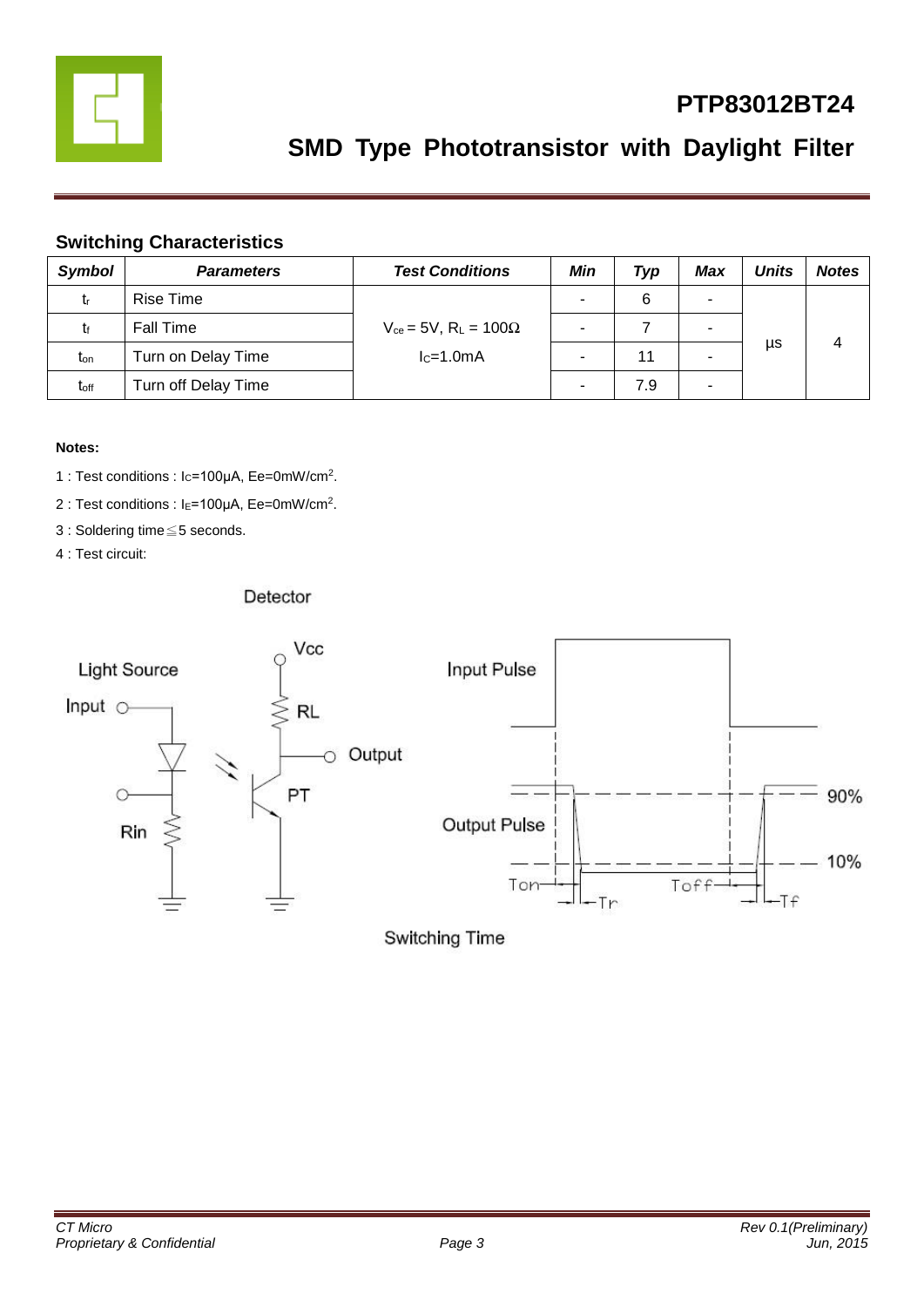## Switching Characteristics

| Symbol | Parameters | Test Conditions | Min | Typ | Max | Units | Notes |
|---|---|---|---|---|---|---|---|
| $t_r$ | Rise Time | $V_{ce}$ = 5V, $R_L$ = 100Ω $I_C$=1.0mA | - | 6 | - | µs | 4 |
| $t_f$ | Fall Time | | - | 7 | - | | |
| $t_{on}$ | Turn on Delay Time | | - | 11 | - | | |
| $t_{off}$ | Turn off Delay Time | | - | 7.9 | - | | |

**Notes:**

1 : Test conditions : $I_C$=100µA, Ee=0mW/cm$^2$.

2 : Test conditions : $I_E$=100µA, Ee=0mW/cm$^2$.

3 : Soldering time≦5 seconds.

4 : Test circuit:

Detector

Light Source

Input

Rin

Vcc

RL

Output

PT

Input Pulse

Output Pulse

90%

10%

Ton

Tr

Toff

Tf

Switching Time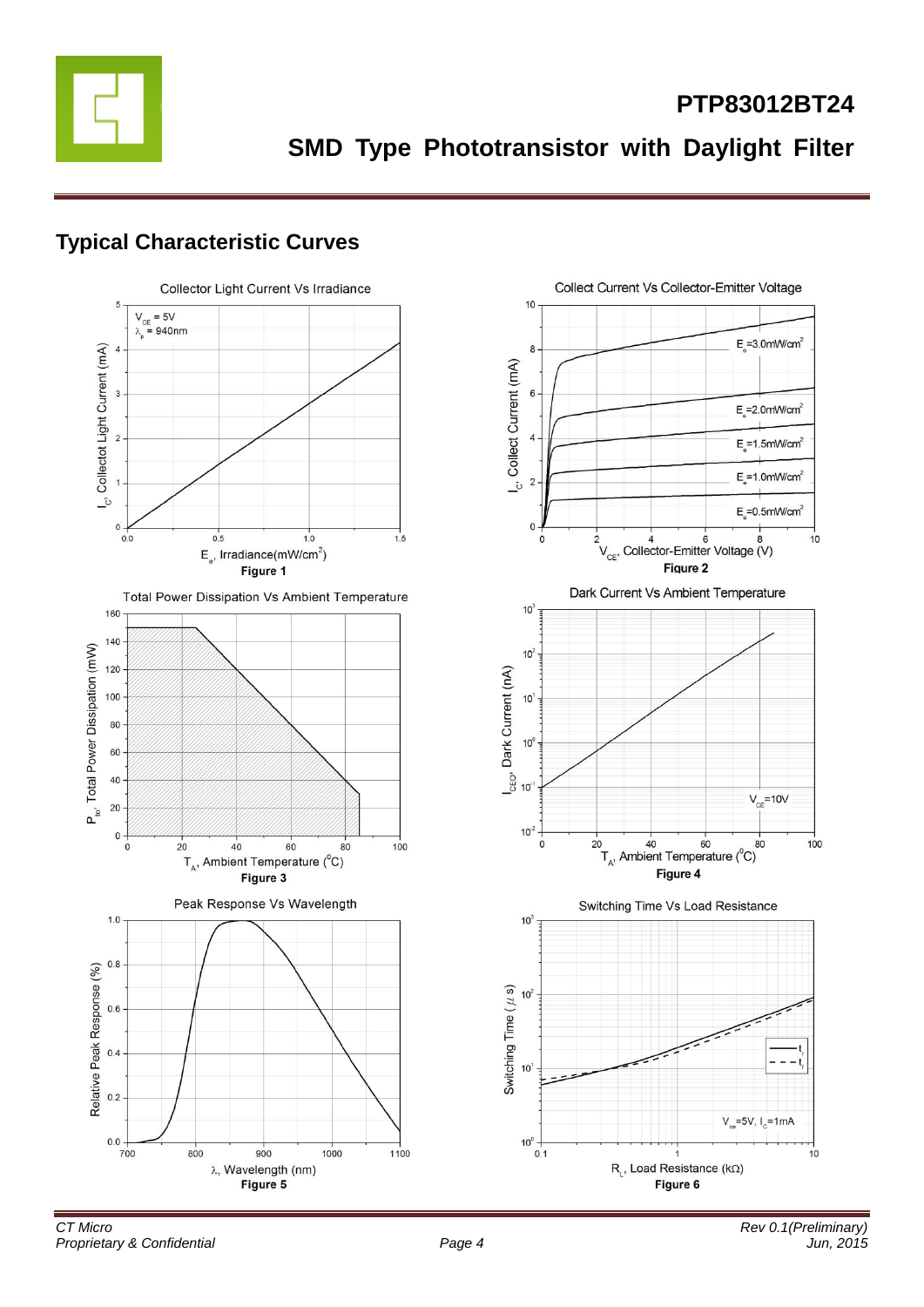## Typical Characteristic Curves

Figure 1

Figure 2

Figure 3

Figure 4

Figure 5

Figure 6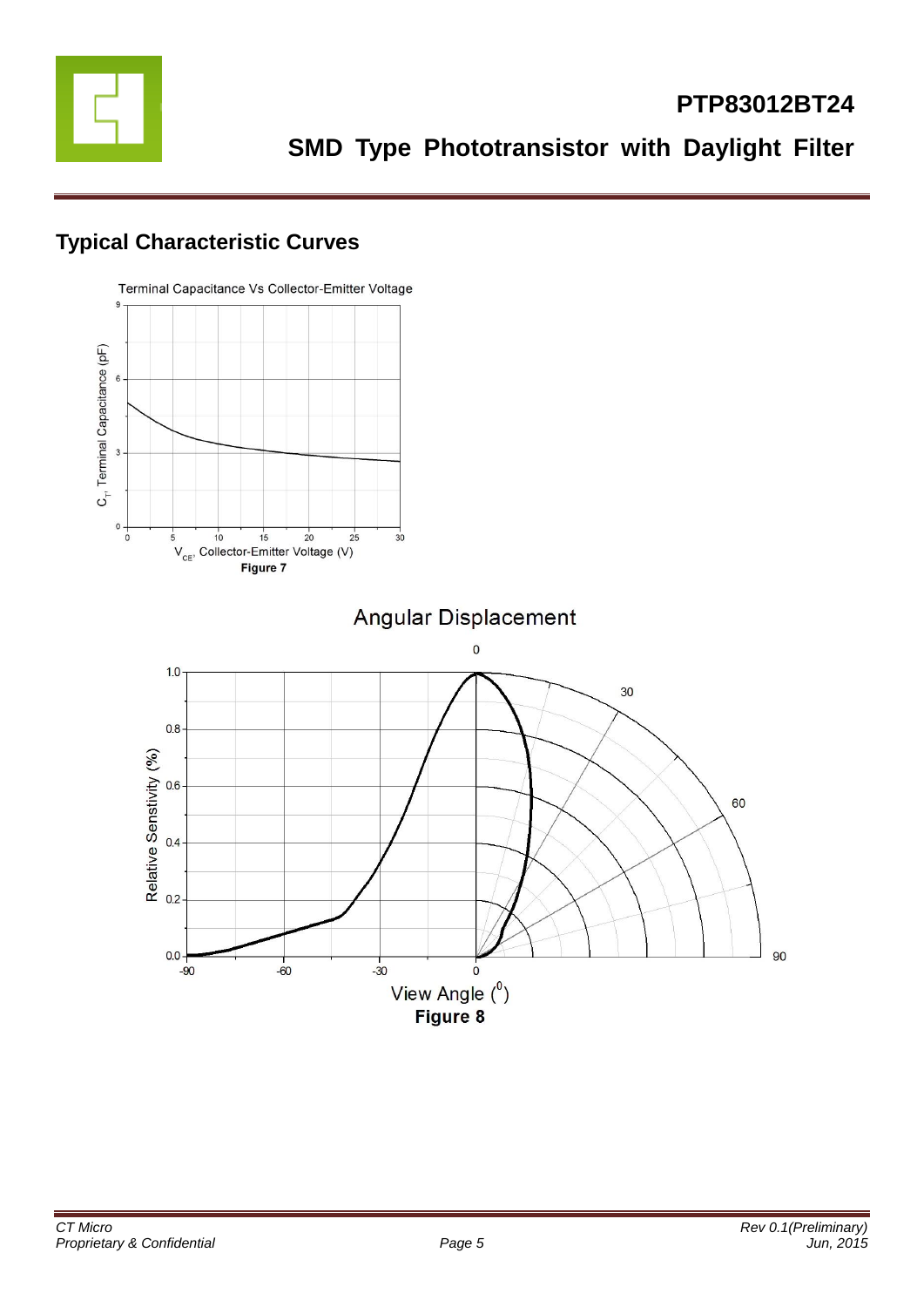## Typical Characteristic Curves

Terminal Capacitance Vs Collector-Emitter Voltage

Figure 7

Angular Displacement

Figure 8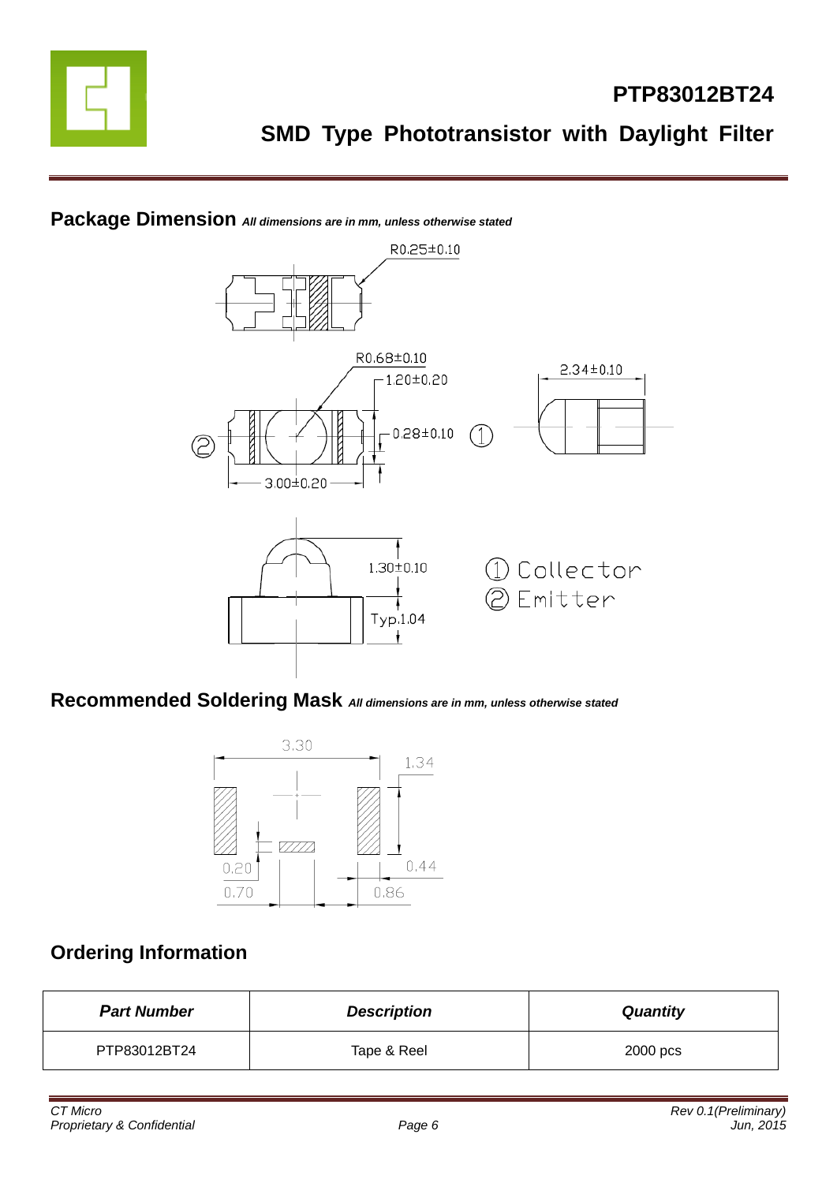## Package Dimension *All dimensions are in mm, unless otherwise stated*

R0.25±0.10

R0.68±0.10

1.20±0.20

2.34±0.10

0.28±0.10

3.00±0.20

1.30±0.10

Typ.1.04

① Collector

② Emitter

## Recommended Soldering Mask *All dimensions are in mm, unless otherwise stated*

3.30

1.34

0.20

0.44

0.70

0.86

## Ordering Information

| *Part Number* | *Description* | *Quantity* |
|---|---|---|
| PTP83012BT24 | Tape & Reel | 2000 pcs |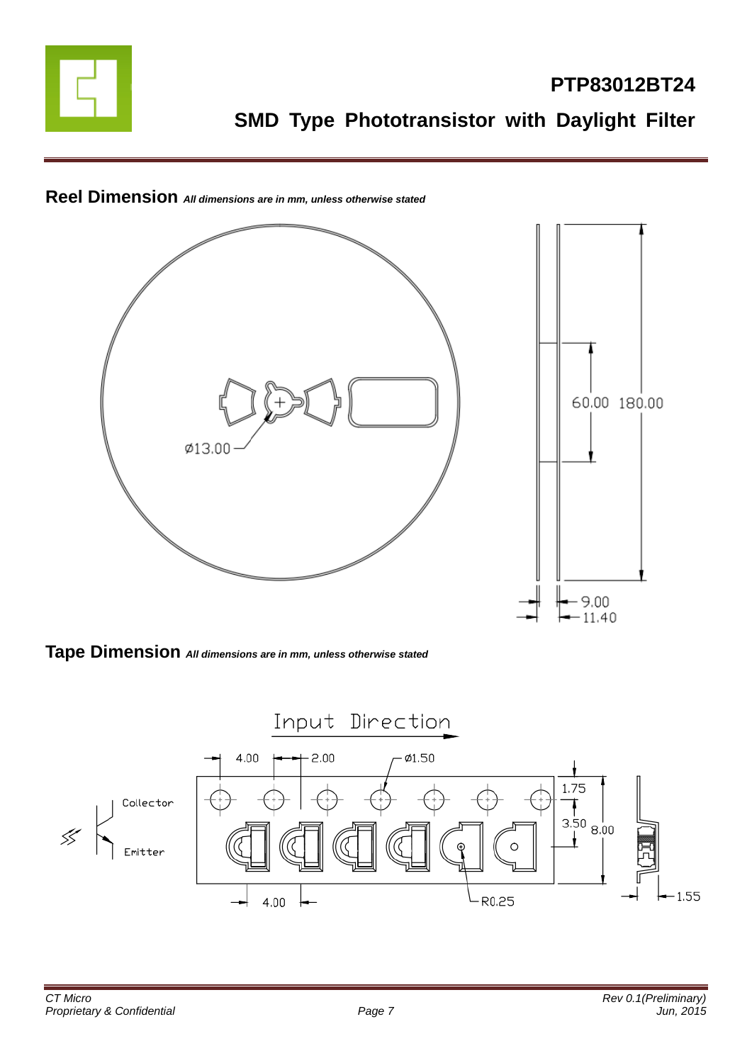## Reel Dimension *All dimensions are in mm, unless otherwise stated*

## Tape Dimension *All dimensions are in mm, unless otherwise stated*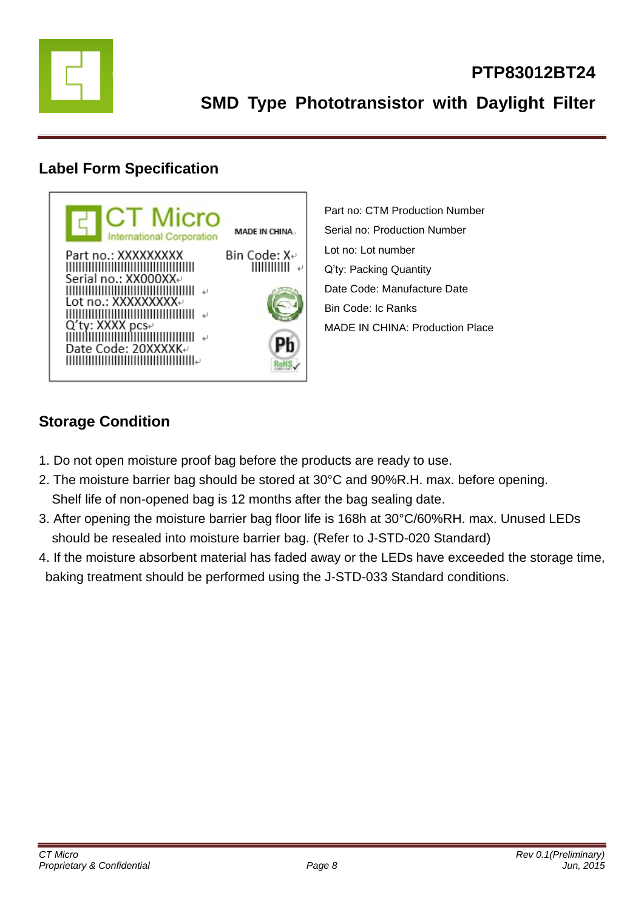## Label Form Specification

CT Micro
International Corporation

MADE IN CHINA

Part no.: XXXXXXXX

Serial no.: XX000XX

Lot no.: XXXXXXXXX

Q'ty: XXXX pcs

Date Code: 20XXXXK

Bin Code: X

Part no: CTM Production Number

Serial no: Production Number

Lot no: Lot number

Q'ty: Packing Quantity

Date Code: Manufacture Date

Bin Code: Ic Ranks

MADE IN CHINA: Production Place

## Storage Condition

1. Do not open moisture proof bag before the products are ready to use.
2. The moisture barrier bag should be stored at 30°C and 90%R.H. max. before opening. Shelf life of non-opened bag is 12 months after the bag sealing date.
3. After opening the moisture barrier bag floor life is 168h at 30°C/60%RH. max. Unused LEDs should be resealed into moisture barrier bag. (Refer to J-STD-020 Standard)
4. If the moisture absorbent material has faded away or the LEDs have exceeded the storage time, baking treatment should be performed using the J-STD-033 Standard conditions.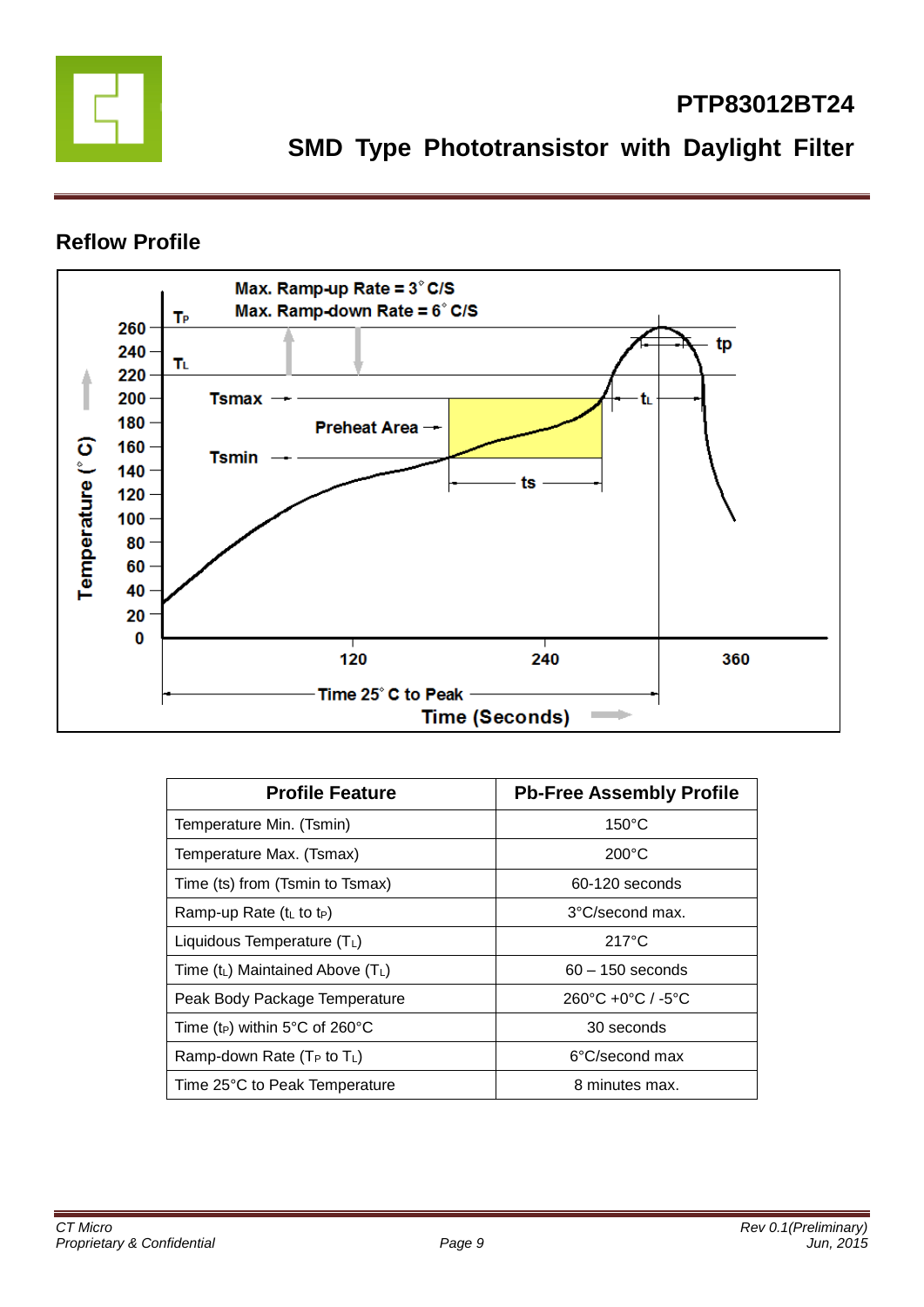## Reflow Profile

| Profile Feature | Pb-Free Assembly Profile |
|---|---|
| Temperature Min. (Tsmin) | 150°C |
| Temperature Max. (Tsmax) | 200°C |
| Time (ts) from (Tsmin to Tsmax) | 60-120 seconds |
| Ramp-up Rate ($t_L$ to $t_P$) | 3°C/second max. |
| Liquidous Temperature ($T_L$) | 217°C |
| Time ($t_L$) Maintained Above ($T_L$) | 60 – 150 seconds |
| Peak Body Package Temperature | 260°C +0°C / -5°C |
| Time ($t_P$) within 5°C of 260°C | 30 seconds |
| Ramp-down Rate ($T_P$ to $T_L$) | 6°C/second max |
| Time 25°C to Peak Temperature | 8 minutes max. |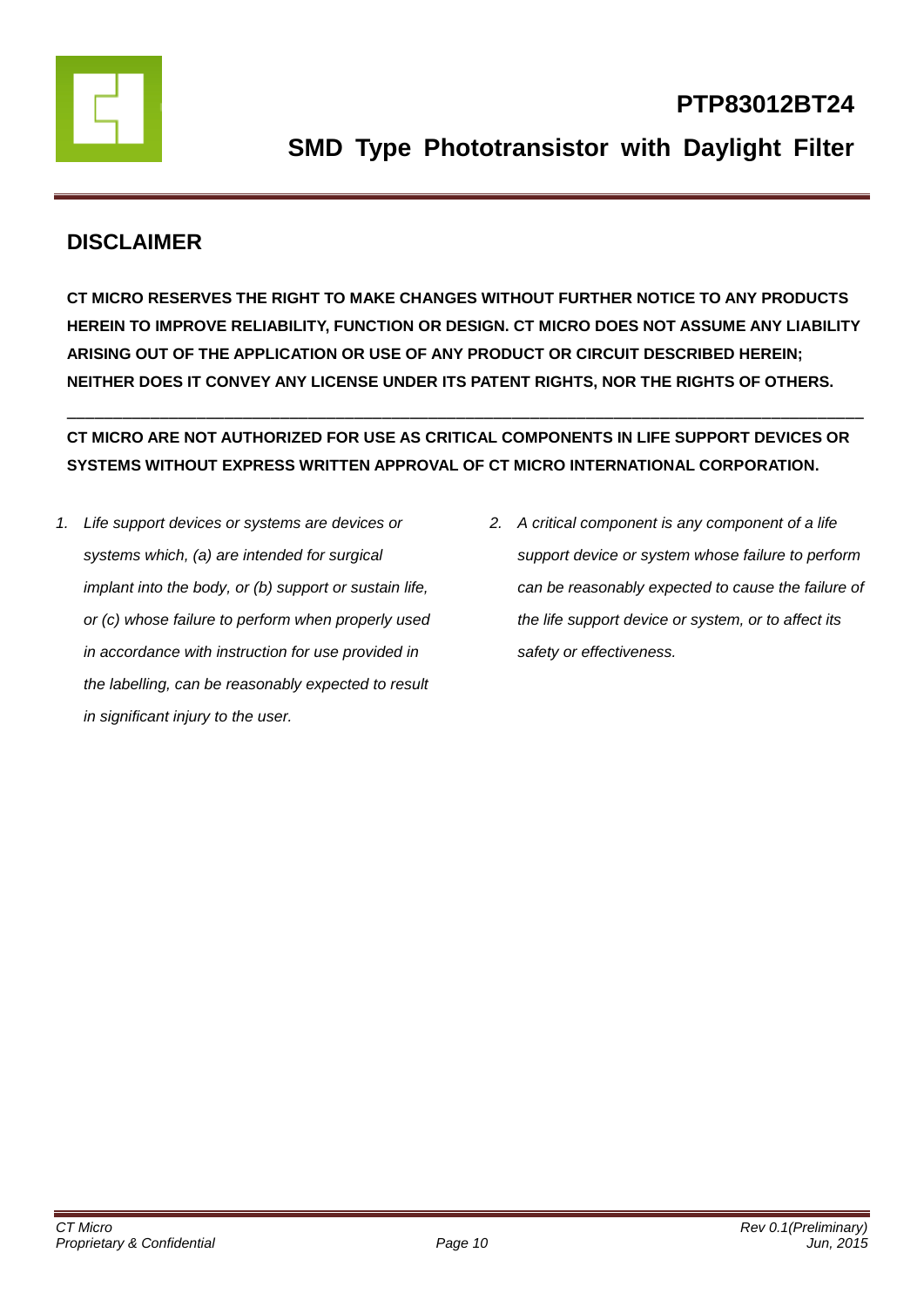## DISCLAIMER

**CT MICRO RESERVES THE RIGHT TO MAKE CHANGES WITHOUT FURTHER NOTICE TO ANY PRODUCTS HEREIN TO IMPROVE RELIABILITY, FUNCTION OR DESIGN. CT MICRO DOES NOT ASSUME ANY LIABILITY ARISING OUT OF THE APPLICATION OR USE OF ANY PRODUCT OR CIRCUIT DESCRIBED HEREIN; NEITHER DOES IT CONVEY ANY LICENSE UNDER ITS PATENT RIGHTS, NOR THE RIGHTS OF OTHERS.**

---

**CT MICRO ARE NOT AUTHORIZED FOR USE AS CRITICAL COMPONENTS IN LIFE SUPPORT DEVICES OR SYSTEMS WITHOUT EXPRESS WRITTEN APPROVAL OF CT MICRO INTERNATIONAL CORPORATION.**

1. *Life support devices or systems are devices or systems which, (a) are intended for surgical implant into the body, or (b) support or sustain life, or (c) whose failure to perform when properly used in accordance with instruction for use provided in the labelling, can be reasonably expected to result in significant injury to the user.*

2. *A critical component is any component of a life support device or system whose failure to perform can be reasonably expected to cause the failure of the life support device or system, or to affect its safety or effectiveness.*